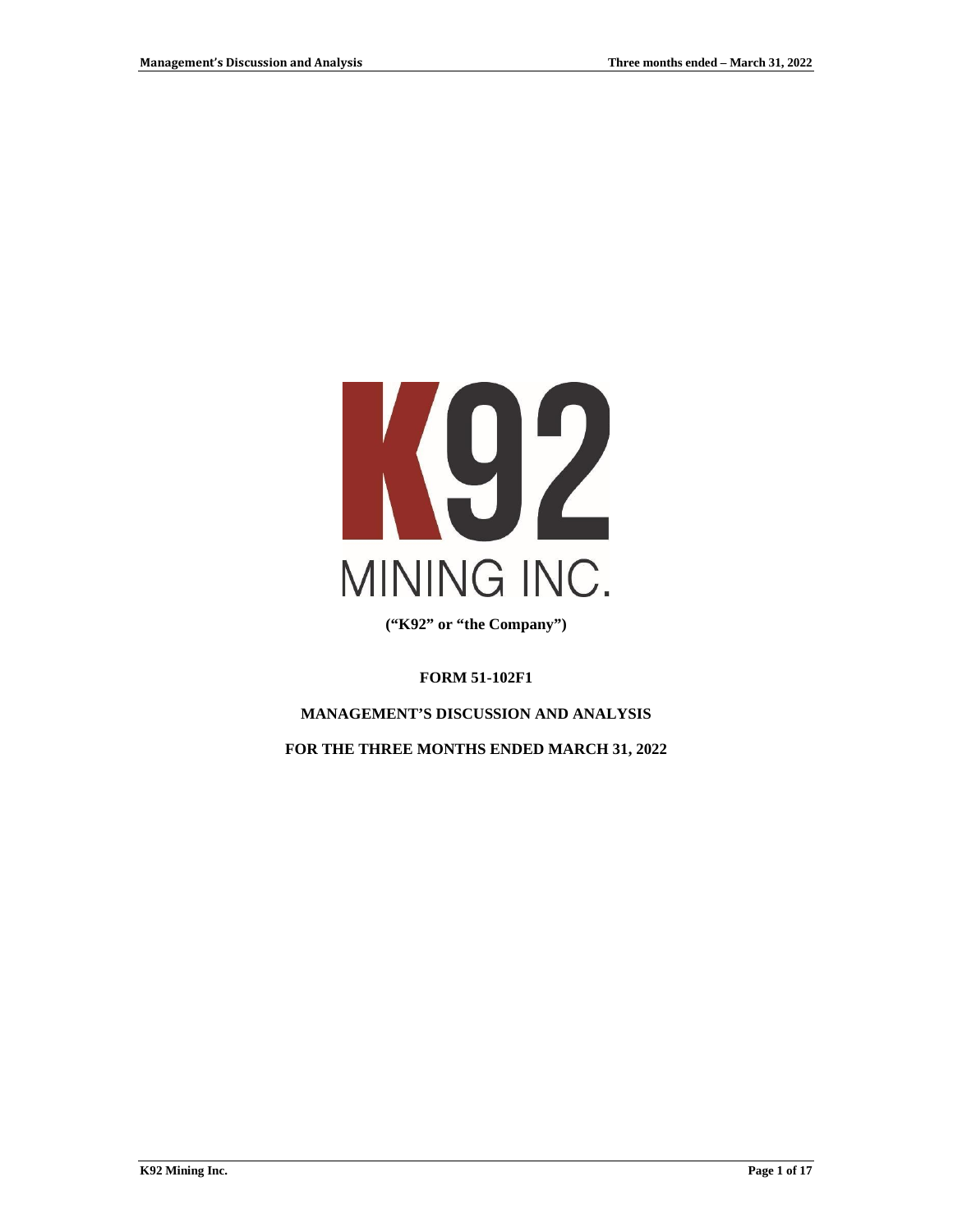K92

MINING INC.

**("K92" or "the Company")**

**FORM 51-102F1**

**MANAGEMENT'S DISCUSSION AND ANALYSIS**

**FOR THE THREE MONTHS ENDED MARCH 31, 2022**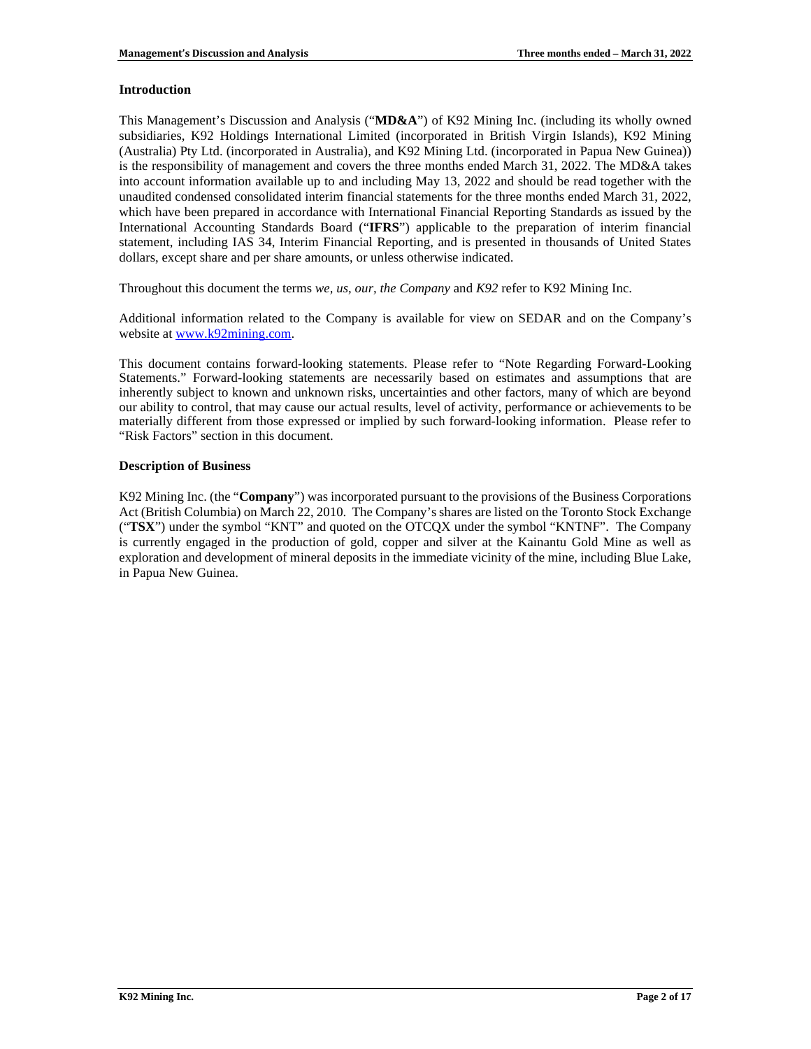## Introduction

This Management's Discussion and Analysis ("**MD&A**") of K92 Mining Inc. (including its wholly owned subsidiaries, K92 Holdings International Limited (incorporated in British Virgin Islands), K92 Mining (Australia) Pty Ltd. (incorporated in Australia), and K92 Mining Ltd. (incorporated in Papua New Guinea)) is the responsibility of management and covers the three months ended March 31, 2022. The MD&A takes into account information available up to and including May 13, 2022 and should be read together with the unaudited condensed consolidated interim financial statements for the three months ended March 31, 2022, which have been prepared in accordance with International Financial Reporting Standards as issued by the International Accounting Standards Board ("**IFRS**") applicable to the preparation of interim financial statement, including IAS 34, Interim Financial Reporting, and is presented in thousands of United States dollars, except share and per share amounts, or unless otherwise indicated.

Throughout this document the terms *we, us, our, the Company* and *K92* refer to K92 Mining Inc.

Additional information related to the Company is available for view on SEDAR and on the Company's website at [www.k92mining.com](www.k92mining.com).

This document contains forward-looking statements. Please refer to "Note Regarding Forward-Looking Statements." Forward-looking statements are necessarily based on estimates and assumptions that are inherently subject to known and unknown risks, uncertainties and other factors, many of which are beyond our ability to control, that may cause our actual results, level of activity, performance or achievements to be materially different from those expressed or implied by such forward-looking information. Please refer to "Risk Factors" section in this document.

## Description of Business

K92 Mining Inc. (the "**Company**") was incorporated pursuant to the provisions of the Business Corporations Act (British Columbia) on March 22, 2010. The Company's shares are listed on the Toronto Stock Exchange ("**TSX**") under the symbol "KNT" and quoted on the OTCQX under the symbol "KNTNF". The Company is currently engaged in the production of gold, copper and silver at the Kainantu Gold Mine as well as exploration and development of mineral deposits in the immediate vicinity of the mine, including Blue Lake, in Papua New Guinea.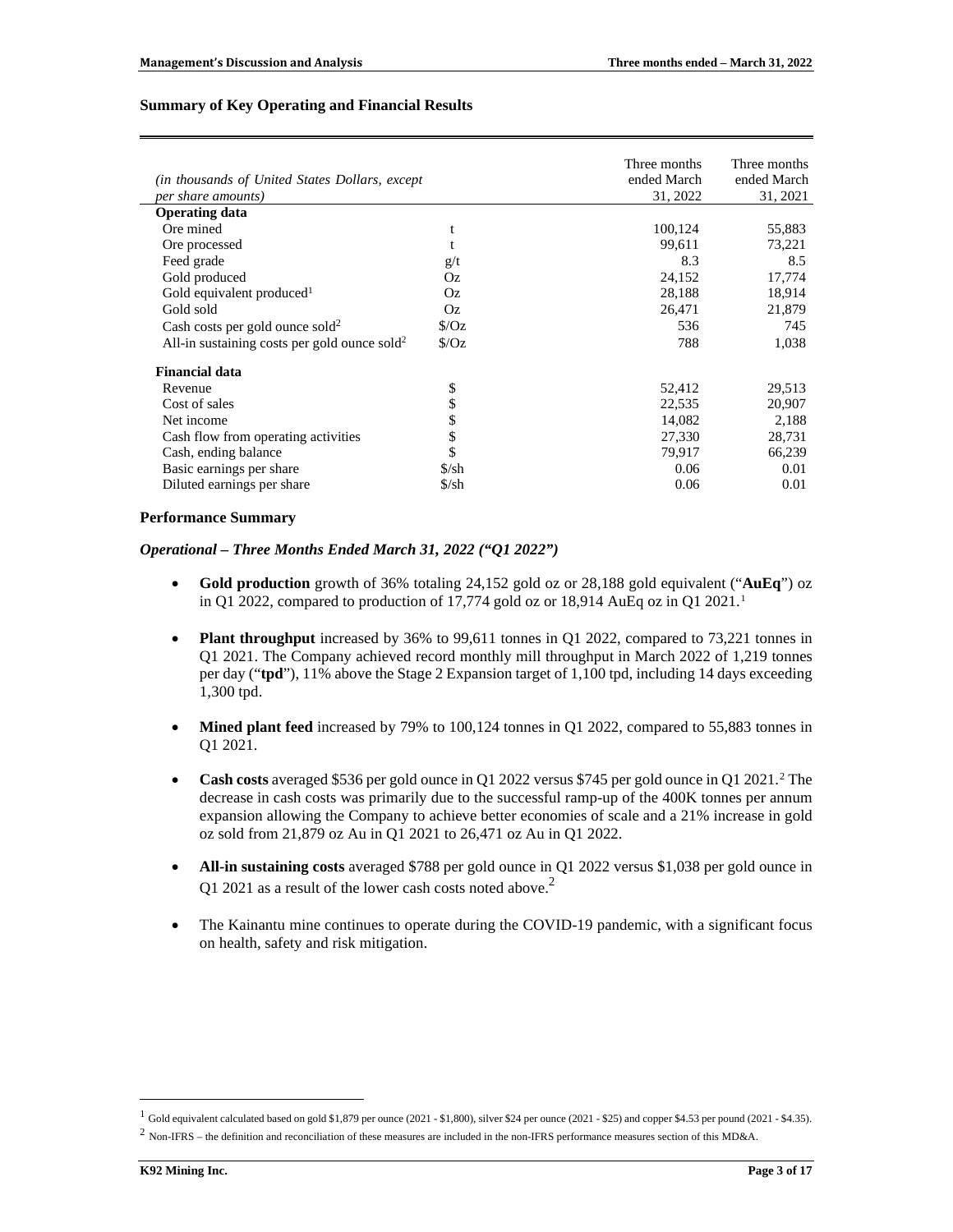## Summary of Key Operating and Financial Results

| *(in thousands of United States Dollars, except per share amounts)* | | Three months ended March 31, 2022 | Three months ended March 31, 2021 |
|---|---|---|---|
| **Operating data** | | | |
| Ore mined | t | 100,124 | 55,883 |
| Ore processed | t | 99,611 | 73,221 |
| Feed grade | g/t | 8.3 | 8.5 |
| Gold produced | Oz | 24,152 | 17,774 |
| Gold equivalent produced[1] | Oz | 28,188 | 18,914 |
| Gold sold | Oz | 26,471 | 21,879 |
| Cash costs per gold ounce sold[2] | $/Oz | 536 | 745 |
| All-in sustaining costs per gold ounce sold[2] | $/Oz | 788 | 1,038 |
| **Financial data** | | | |
| Revenue | $ | 52,412 | 29,513 |
| Cost of sales | $ | 22,535 | 20,907 |
| Net income | $ | 14,082 | 2,188 |
| Cash flow from operating activities | $ | 27,330 | 28,731 |
| Cash, ending balance | $ | 79,917 | 66,239 |
| Basic earnings per share | $/sh | 0.06 | 0.01 |
| Diluted earnings per share | $/sh | 0.06 | 0.01 |

## Performance Summary

### *Operational – Three Months Ended March 31, 2022 ("Q1 2022")*

- **Gold production** growth of 36% totaling 24,152 gold oz or 28,188 gold equivalent ("**AuEq**") oz in Q1 2022, compared to production of 17,774 gold oz or 18,914 AuEq oz in Q1 2021.[1]

- **Plant throughput** increased by 36% to 99,611 tonnes in Q1 2022, compared to 73,221 tonnes in Q1 2021. The Company achieved record monthly mill throughput in March 2022 of 1,219 tonnes per day ("**tpd**"), 11% above the Stage 2 Expansion target of 1,100 tpd, including 14 days exceeding 1,300 tpd.

- **Mined plant feed** increased by 79% to 100,124 tonnes in Q1 2022, compared to 55,883 tonnes in Q1 2021.

- **Cash costs** averaged $536 per gold ounce in Q1 2022 versus $745 per gold ounce in Q1 2021.[2] The decrease in cash costs was primarily due to the successful ramp-up of the 400K tonnes per annum expansion allowing the Company to achieve better economies of scale and a 21% increase in gold oz sold from 21,879 oz Au in Q1 2021 to 26,471 oz Au in Q1 2022.

- **All-in sustaining costs** averaged $788 per gold ounce in Q1 2022 versus $1,038 per gold ounce in Q1 2021 as a result of the lower cash costs noted above.[2]

- The Kainantu mine continues to operate during the COVID-19 pandemic, with a significant focus on health, safety and risk mitigation.

---

[1] Gold equivalent calculated based on gold $1,879 per ounce (2021 - $1,800), silver $24 per ounce (2021 - $25) and copper $4.53 per pound (2021 - $4.35).

[2] Non-IFRS – the definition and reconciliation of these measures are included in the non-IFRS performance measures section of this MD&A.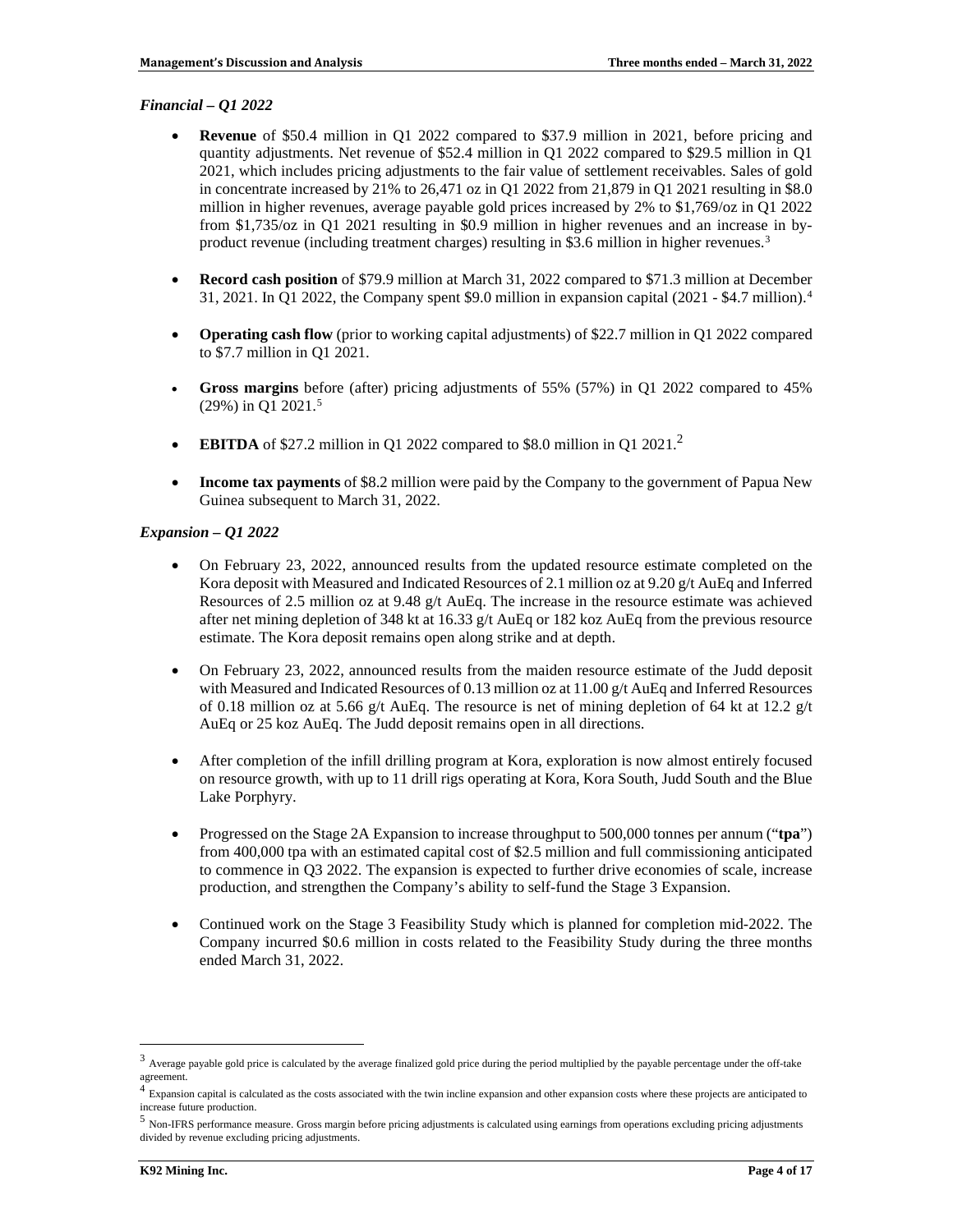*Financial – Q1 2022*

- **Revenue** of \$50.4 million in Q1 2022 compared to \$37.9 million in 2021, before pricing and quantity adjustments. Net revenue of \$52.4 million in Q1 2022 compared to \$29.5 million in Q1 2021, which includes pricing adjustments to the fair value of settlement receivables. Sales of gold in concentrate increased by 21% to 26,471 oz in Q1 2022 from 21,879 in Q1 2021 resulting in \$8.0 million in higher revenues, average payable gold prices increased by 2% to \$1,769/oz in Q1 2022 from \$1,735/oz in Q1 2021 resulting in \$0.9 million in higher revenues and an increase in by-product revenue (including treatment charges) resulting in \$3.6 million in higher revenues.[3]

- **Record cash position** of \$79.9 million at March 31, 2022 compared to \$71.3 million at December 31, 2021. In Q1 2022, the Company spent \$9.0 million in expansion capital (2021 - \$4.7 million).[4]

- **Operating cash flow** (prior to working capital adjustments) of \$22.7 million in Q1 2022 compared to \$7.7 million in Q1 2021.

- **Gross margins** before (after) pricing adjustments of 55% (57%) in Q1 2022 compared to 45% (29%) in Q1 2021.[5]

- **EBITDA** of \$27.2 million in Q1 2022 compared to \$8.0 million in Q1 2021.[2]

- **Income tax payments** of \$8.2 million were paid by the Company to the government of Papua New Guinea subsequent to March 31, 2022.

*Expansion – Q1 2022*

- On February 23, 2022, announced results from the updated resource estimate completed on the Kora deposit with Measured and Indicated Resources of 2.1 million oz at 9.20 g/t AuEq and Inferred Resources of 2.5 million oz at 9.48 g/t AuEq. The increase in the resource estimate was achieved after net mining depletion of 348 kt at 16.33 g/t AuEq or 182 koz AuEq from the previous resource estimate. The Kora deposit remains open along strike and at depth.

- On February 23, 2022, announced results from the maiden resource estimate of the Judd deposit with Measured and Indicated Resources of 0.13 million oz at 11.00 g/t AuEq and Inferred Resources of 0.18 million oz at 5.66 g/t AuEq. The resource is net of mining depletion of 64 kt at 12.2 g/t AuEq or 25 koz AuEq. The Judd deposit remains open in all directions.

- After completion of the infill drilling program at Kora, exploration is now almost entirely focused on resource growth, with up to 11 drill rigs operating at Kora, Kora South, Judd South and the Blue Lake Porphyry.

- Progressed on the Stage 2A Expansion to increase throughput to 500,000 tonnes per annum ("**tpa**") from 400,000 tpa with an estimated capital cost of \$2.5 million and full commissioning anticipated to commence in Q3 2022. The expansion is expected to further drive economies of scale, increase production, and strengthen the Company's ability to self-fund the Stage 3 Expansion.

- Continued work on the Stage 3 Feasibility Study which is planned for completion mid-2022. The Company incurred \$0.6 million in costs related to the Feasibility Study during the three months ended March 31, 2022.

---

[3] Average payable gold price is calculated by the average finalized gold price during the period multiplied by the payable percentage under the off-take agreement.

[4] Expansion capital is calculated as the costs associated with the twin incline expansion and other expansion costs where these projects are anticipated to increase future production.

[5] Non-IFRS performance measure. Gross margin before pricing adjustments is calculated using earnings from operations excluding pricing adjustments divided by revenue excluding pricing adjustments.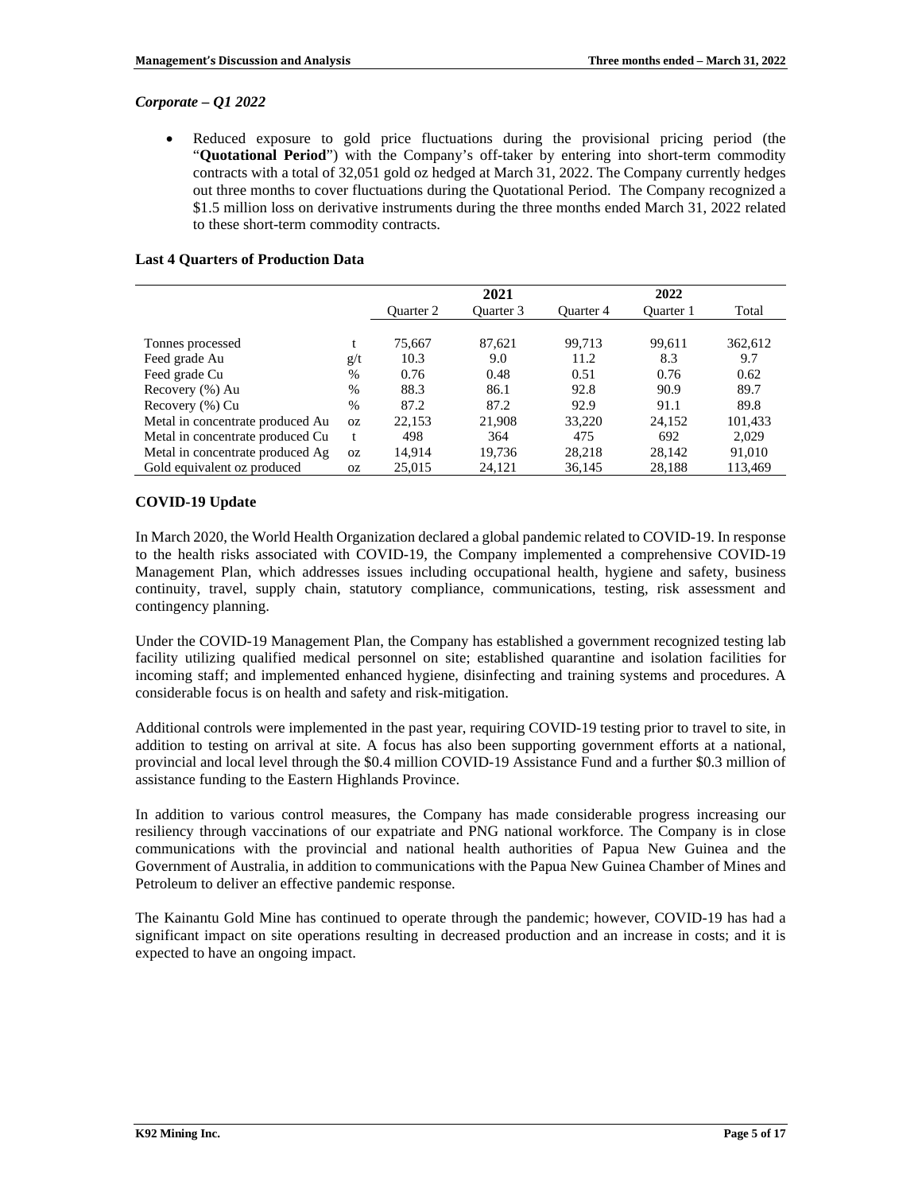*Corporate – Q1 2022*

- Reduced exposure to gold price fluctuations during the provisional pricing period (the "**Quotational Period**") with the Company's off-taker by entering into short-term commodity contracts with a total of 32,051 gold oz hedged at March 31, 2022. The Company currently hedges out three months to cover fluctuations during the Quotational Period. The Company recognized a $1.5 million loss on derivative instruments during the three months ended March 31, 2022 related to these short-term commodity contracts.

**Last 4 Quarters of Production Data**

| | | 2021 | | | 2022 | |
|---|---|---|---|---|---|---|
| | | Quarter 2 | Quarter 3 | Quarter 4 | Quarter 1 | Total |
| Tonnes processed | t | 75,667 | 87,621 | 99,713 | 99,611 | 362,612 |
| Feed grade Au | g/t | 10.3 | 9.0 | 11.2 | 8.3 | 9.7 |
| Feed grade Cu | % | 0.76 | 0.48 | 0.51 | 0.76 | 0.62 |
| Recovery (%) Au | % | 88.3 | 86.1 | 92.8 | 90.9 | 89.7 |
| Recovery (%) Cu | % | 87.2 | 87.2 | 92.9 | 91.1 | 89.8 |
| Metal in concentrate produced Au | oz | 22,153 | 21,908 | 33,220 | 24,152 | 101,433 |
| Metal in concentrate produced Cu | t | 498 | 364 | 475 | 692 | 2,029 |
| Metal in concentrate produced Ag | oz | 14,914 | 19,736 | 28,218 | 28,142 | 91,010 |
| Gold equivalent oz produced | oz | 25,015 | 24,121 | 36,145 | 28,188 | 113,469 |

**COVID-19 Update**

In March 2020, the World Health Organization declared a global pandemic related to COVID-19. In response to the health risks associated with COVID-19, the Company implemented a comprehensive COVID-19 Management Plan, which addresses issues including occupational health, hygiene and safety, business continuity, travel, supply chain, statutory compliance, communications, testing, risk assessment and contingency planning.

Under the COVID-19 Management Plan, the Company has established a government recognized testing lab facility utilizing qualified medical personnel on site; established quarantine and isolation facilities for incoming staff; and implemented enhanced hygiene, disinfecting and training systems and procedures. A considerable focus is on health and safety and risk-mitigation.

Additional controls were implemented in the past year, requiring COVID-19 testing prior to travel to site, in addition to testing on arrival at site. A focus has also been supporting government efforts at a national, provincial and local level through the $0.4 million COVID-19 Assistance Fund and a further $0.3 million of assistance funding to the Eastern Highlands Province.

In addition to various control measures, the Company has made considerable progress increasing our resiliency through vaccinations of our expatriate and PNG national workforce. The Company is in close communications with the provincial and national health authorities of Papua New Guinea and the Government of Australia, in addition to communications with the Papua New Guinea Chamber of Mines and Petroleum to deliver an effective pandemic response.

The Kainantu Gold Mine has continued to operate through the pandemic; however, COVID-19 has had a significant impact on site operations resulting in decreased production and an increase in costs; and it is expected to have an ongoing impact.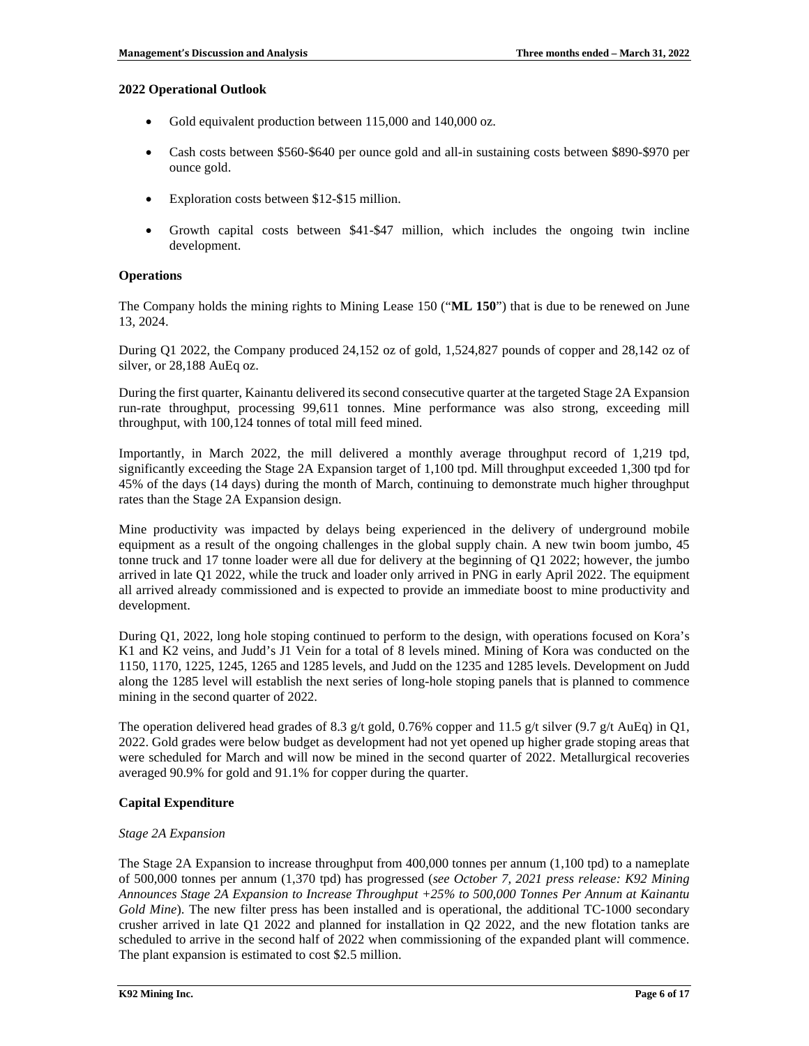**2022 Operational Outlook**

- Gold equivalent production between 115,000 and 140,000 oz.
- Cash costs between $560-$640 per ounce gold and all-in sustaining costs between $890-$970 per ounce gold.
- Exploration costs between $12-$15 million.
- Growth capital costs between $41-$47 million, which includes the ongoing twin incline development.

**Operations**

The Company holds the mining rights to Mining Lease 150 ("**ML 150**") that is due to be renewed on June 13, 2024.

During Q1 2022, the Company produced 24,152 oz of gold, 1,524,827 pounds of copper and 28,142 oz of silver, or 28,188 AuEq oz.

During the first quarter, Kainantu delivered its second consecutive quarter at the targeted Stage 2A Expansion run-rate throughput, processing 99,611 tonnes. Mine performance was also strong, exceeding mill throughput, with 100,124 tonnes of total mill feed mined.

Importantly, in March 2022, the mill delivered a monthly average throughput record of 1,219 tpd, significantly exceeding the Stage 2A Expansion target of 1,100 tpd. Mill throughput exceeded 1,300 tpd for 45% of the days (14 days) during the month of March, continuing to demonstrate much higher throughput rates than the Stage 2A Expansion design.

Mine productivity was impacted by delays being experienced in the delivery of underground mobile equipment as a result of the ongoing challenges in the global supply chain. A new twin boom jumbo, 45 tonne truck and 17 tonne loader were all due for delivery at the beginning of Q1 2022; however, the jumbo arrived in late Q1 2022, while the truck and loader only arrived in PNG in early April 2022. The equipment all arrived already commissioned and is expected to provide an immediate boost to mine productivity and development.

During Q1, 2022, long hole stoping continued to perform to the design, with operations focused on Kora's K1 and K2 veins, and Judd's J1 Vein for a total of 8 levels mined. Mining of Kora was conducted on the 1150, 1170, 1225, 1245, 1265 and 1285 levels, and Judd on the 1235 and 1285 levels. Development on Judd along the 1285 level will establish the next series of long-hole stoping panels that is planned to commence mining in the second quarter of 2022.

The operation delivered head grades of 8.3 g/t gold, 0.76% copper and 11.5 g/t silver (9.7 g/t AuEq) in Q1, 2022. Gold grades were below budget as development had not yet opened up higher grade stoping areas that were scheduled for March and will now be mined in the second quarter of 2022. Metallurgical recoveries averaged 90.9% for gold and 91.1% for copper during the quarter.

**Capital Expenditure**

*Stage 2A Expansion*

The Stage 2A Expansion to increase throughput from 400,000 tonnes per annum (1,100 tpd) to a nameplate of 500,000 tonnes per annum (1,370 tpd) has progressed (*see October 7, 2021 press release: K92 Mining Announces Stage 2A Expansion to Increase Throughput +25% to 500,000 Tonnes Per Annum at Kainantu Gold Mine*). The new filter press has been installed and is operational, the additional TC-1000 secondary crusher arrived in late Q1 2022 and planned for installation in Q2 2022, and the new flotation tanks are scheduled to arrive in the second half of 2022 when commissioning of the expanded plant will commence. The plant expansion is estimated to cost $2.5 million.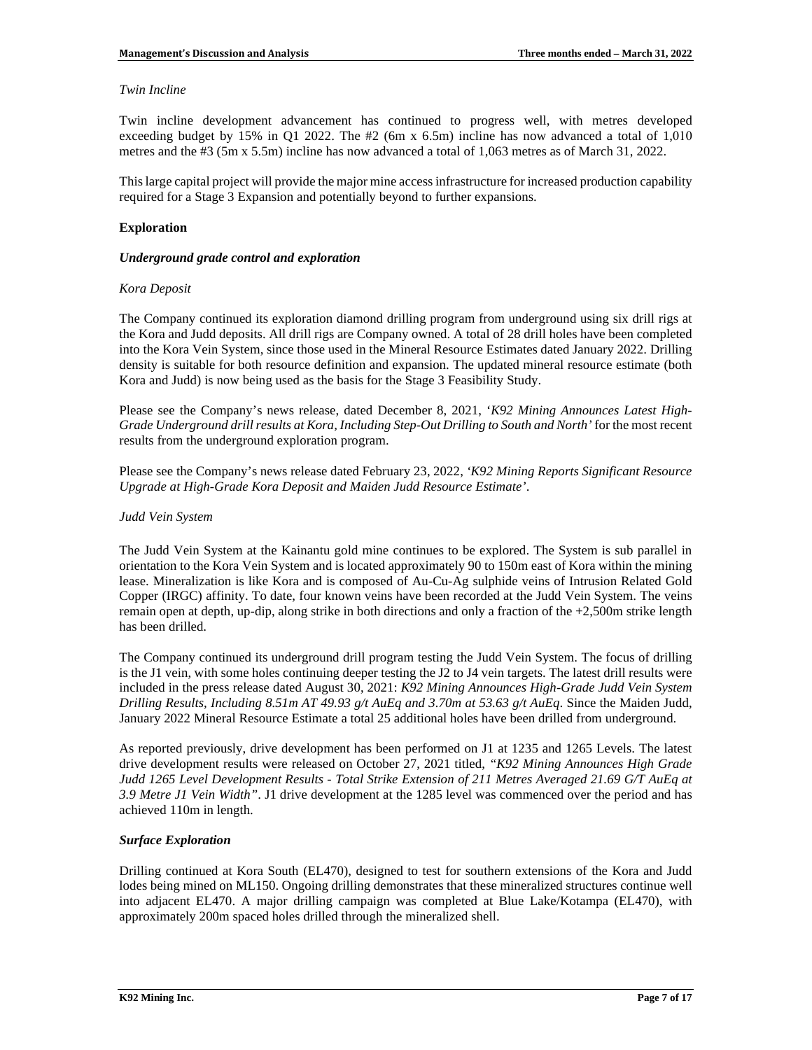*Twin Incline*

Twin incline development advancement has continued to progress well, with metres developed exceeding budget by 15% in Q1 2022. The #2 (6m x 6.5m) incline has now advanced a total of 1,010 metres and the #3 (5m x 5.5m) incline has now advanced a total of 1,063 metres as of March 31, 2022.

This large capital project will provide the major mine access infrastructure for increased production capability required for a Stage 3 Expansion and potentially beyond to further expansions.

**Exploration**

***Underground grade control and exploration***

*Kora Deposit*

The Company continued its exploration diamond drilling program from underground using six drill rigs at the Kora and Judd deposits. All drill rigs are Company owned. A total of 28 drill holes have been completed into the Kora Vein System, since those used in the Mineral Resource Estimates dated January 2022. Drilling density is suitable for both resource definition and expansion. The updated mineral resource estimate (both Kora and Judd) is now being used as the basis for the Stage 3 Feasibility Study.

Please see the Company's news release, dated December 8, 2021, '*K92 Mining Announces Latest High-Grade Underground drill results at Kora, Including Step-Out Drilling to South and North'* for the most recent results from the underground exploration program.

Please see the Company's news release dated February 23, 2022, *'K92 Mining Reports Significant Resource Upgrade at High-Grade Kora Deposit and Maiden Judd Resource Estimate'*.

*Judd Vein System*

The Judd Vein System at the Kainantu gold mine continues to be explored. The System is sub parallel in orientation to the Kora Vein System and is located approximately 90 to 150m east of Kora within the mining lease. Mineralization is like Kora and is composed of Au-Cu-Ag sulphide veins of Intrusion Related Gold Copper (IRGC) affinity. To date, four known veins have been recorded at the Judd Vein System. The veins remain open at depth, up-dip, along strike in both directions and only a fraction of the +2,500m strike length has been drilled.

The Company continued its underground drill program testing the Judd Vein System. The focus of drilling is the J1 vein, with some holes continuing deeper testing the J2 to J4 vein targets. The latest drill results were included in the press release dated August 30, 2021: *K92 Mining Announces High-Grade Judd Vein System Drilling Results, Including 8.51m AT 49.93 g/t AuEq and 3.70m at 53.63 g/t AuEq*. Since the Maiden Judd, January 2022 Mineral Resource Estimate a total 25 additional holes have been drilled from underground.

As reported previously, drive development has been performed on J1 at 1235 and 1265 Levels. The latest drive development results were released on October 27, 2021 titled, *"K92 Mining Announces High Grade Judd 1265 Level Development Results - Total Strike Extension of 211 Metres Averaged 21.69 G/T AuEq at 3.9 Metre J1 Vein Width"*. J1 drive development at the 1285 level was commenced over the period and has achieved 110m in length.

***Surface Exploration***

Drilling continued at Kora South (EL470), designed to test for southern extensions of the Kora and Judd lodes being mined on ML150. Ongoing drilling demonstrates that these mineralized structures continue well into adjacent EL470. A major drilling campaign was completed at Blue Lake/Kotampa (EL470), with approximately 200m spaced holes drilled through the mineralized shell.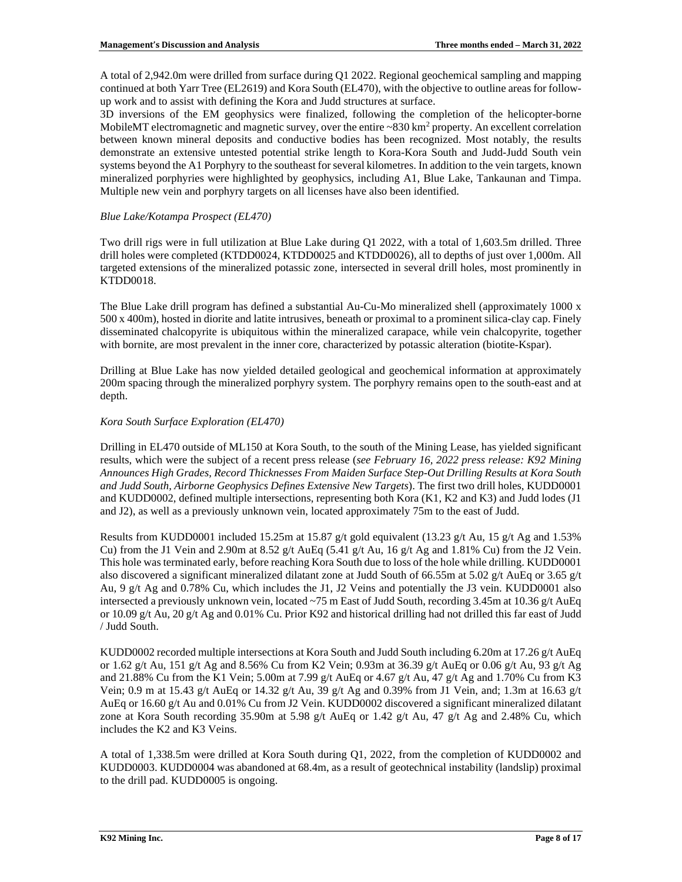A total of 2,942.0m were drilled from surface during Q1 2022. Regional geochemical sampling and mapping continued at both Yarr Tree (EL2619) and Kora South (EL470), with the objective to outline areas for follow-up work and to assist with defining the Kora and Judd structures at surface.

3D inversions of the EM geophysics were finalized, following the completion of the helicopter-borne MobileMT electromagnetic and magnetic survey, over the entire ~830 km$^2$ property. An excellent correlation between known mineral deposits and conductive bodies has been recognized. Most notably, the results demonstrate an extensive untested potential strike length to Kora-Kora South and Judd-Judd South vein systems beyond the A1 Porphyry to the southeast for several kilometres. In addition to the vein targets, known mineralized porphyries were highlighted by geophysics, including A1, Blue Lake, Tankaunan and Timpa. Multiple new vein and porphyry targets on all licenses have also been identified.

*Blue Lake/Kotampa Prospect (EL470)*

Two drill rigs were in full utilization at Blue Lake during Q1 2022, with a total of 1,603.5m drilled. Three drill holes were completed (KTDD0024, KTDD0025 and KTDD0026), all to depths of just over 1,000m. All targeted extensions of the mineralized potassic zone, intersected in several drill holes, most prominently in KTDD0018.

The Blue Lake drill program has defined a substantial Au-Cu-Mo mineralized shell (approximately 1000 x 500 x 400m), hosted in diorite and latite intrusives, beneath or proximal to a prominent silica-clay cap. Finely disseminated chalcopyrite is ubiquitous within the mineralized carapace, while vein chalcopyrite, together with bornite, are most prevalent in the inner core, characterized by potassic alteration (biotite-Kspar).

Drilling at Blue Lake has now yielded detailed geological and geochemical information at approximately 200m spacing through the mineralized porphyry system. The porphyry remains open to the south-east and at depth.

*Kora South Surface Exploration (EL470)*

Drilling in EL470 outside of ML150 at Kora South, to the south of the Mining Lease, has yielded significant results, which were the subject of a recent press release (*see February 16, 2022 press release: K92 Mining Announces High Grades, Record Thicknesses From Maiden Surface Step-Out Drilling Results at Kora South and Judd South, Airborne Geophysics Defines Extensive New Targets*). The first two drill holes, KUDD0001 and KUDD0002, defined multiple intersections, representing both Kora (K1, K2 and K3) and Judd lodes (J1 and J2), as well as a previously unknown vein, located approximately 75m to the east of Judd.

Results from KUDD0001 included 15.25m at 15.87 g/t gold equivalent (13.23 g/t Au, 15 g/t Ag and 1.53% Cu) from the J1 Vein and 2.90m at 8.52 g/t AuEq (5.41 g/t Au, 16 g/t Ag and 1.81% Cu) from the J2 Vein. This hole was terminated early, before reaching Kora South due to loss of the hole while drilling. KUDD0001 also discovered a significant mineralized dilatant zone at Judd South of 66.55m at 5.02 g/t AuEq or 3.65 g/t Au, 9 g/t Ag and 0.78% Cu, which includes the J1, J2 Veins and potentially the J3 vein. KUDD0001 also intersected a previously unknown vein, located ~75 m East of Judd South, recording 3.45m at 10.36 g/t AuEq or 10.09 g/t Au, 20 g/t Ag and 0.01% Cu. Prior K92 and historical drilling had not drilled this far east of Judd / Judd South.

KUDD0002 recorded multiple intersections at Kora South and Judd South including 6.20m at 17.26 g/t AuEq or 1.62 g/t Au, 151 g/t Ag and 8.56% Cu from K2 Vein; 0.93m at 36.39 g/t AuEq or 0.06 g/t Au, 93 g/t Ag and 21.88% Cu from the K1 Vein; 5.00m at 7.99 g/t AuEq or 4.67 g/t Au, 47 g/t Ag and 1.70% Cu from K3 Vein; 0.9 m at 15.43 g/t AuEq or 14.32 g/t Au, 39 g/t Ag and 0.39% from J1 Vein, and; 1.3m at 16.63 g/t AuEq or 16.60 g/t Au and 0.01% Cu from J2 Vein. KUDD0002 discovered a significant mineralized dilatant zone at Kora South recording 35.90m at 5.98 g/t AuEq or 1.42 g/t Au, 47 g/t Ag and 2.48% Cu, which includes the K2 and K3 Veins.

A total of 1,338.5m were drilled at Kora South during Q1, 2022, from the completion of KUDD0002 and KUDD0003. KUDD0004 was abandoned at 68.4m, as a result of geotechnical instability (landslip) proximal to the drill pad. KUDD0005 is ongoing.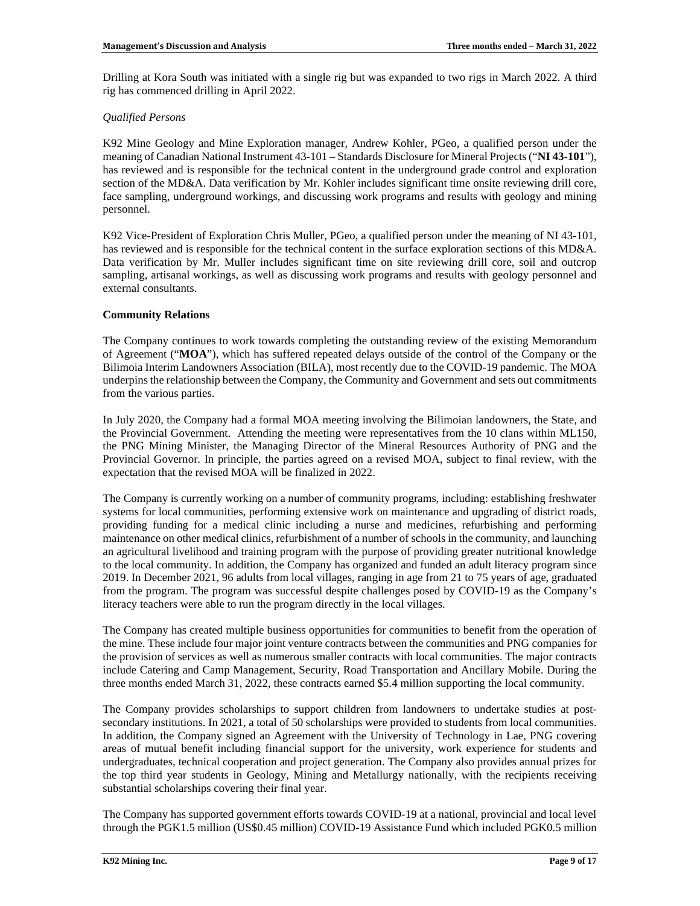Drilling at Kora South was initiated with a single rig but was expanded to two rigs in March 2022. A third rig has commenced drilling in April 2022.

*Qualified Persons*

K92 Mine Geology and Mine Exploration manager, Andrew Kohler, PGeo, a qualified person under the meaning of Canadian National Instrument 43-101 – Standards Disclosure for Mineral Projects ("**NI 43-101**"), has reviewed and is responsible for the technical content in the underground grade control and exploration section of the MD&A. Data verification by Mr. Kohler includes significant time onsite reviewing drill core, face sampling, underground workings, and discussing work programs and results with geology and mining personnel.

K92 Vice-President of Exploration Chris Muller, PGeo, a qualified person under the meaning of NI 43-101, has reviewed and is responsible for the technical content in the surface exploration sections of this MD&A. Data verification by Mr. Muller includes significant time on site reviewing drill core, soil and outcrop sampling, artisanal workings, as well as discussing work programs and results with geology personnel and external consultants.

**Community Relations**

The Company continues to work towards completing the outstanding review of the existing Memorandum of Agreement ("**MOA**"), which has suffered repeated delays outside of the control of the Company or the Bilimoia Interim Landowners Association (BILA), most recently due to the COVID-19 pandemic. The MOA underpins the relationship between the Company, the Community and Government and sets out commitments from the various parties.

In July 2020, the Company had a formal MOA meeting involving the Bilimoian landowners, the State, and the Provincial Government. Attending the meeting were representatives from the 10 clans within ML150, the PNG Mining Minister, the Managing Director of the Mineral Resources Authority of PNG and the Provincial Governor. In principle, the parties agreed on a revised MOA, subject to final review, with the expectation that the revised MOA will be finalized in 2022.

The Company is currently working on a number of community programs, including: establishing freshwater systems for local communities, performing extensive work on maintenance and upgrading of district roads, providing funding for a medical clinic including a nurse and medicines, refurbishing and performing maintenance on other medical clinics, refurbishment of a number of schools in the community, and launching an agricultural livelihood and training program with the purpose of providing greater nutritional knowledge to the local community. In addition, the Company has organized and funded an adult literacy program since 2019. In December 2021, 96 adults from local villages, ranging in age from 21 to 75 years of age, graduated from the program. The program was successful despite challenges posed by COVID-19 as the Company's literacy teachers were able to run the program directly in the local villages.

The Company has created multiple business opportunities for communities to benefit from the operation of the mine. These include four major joint venture contracts between the communities and PNG companies for the provision of services as well as numerous smaller contracts with local communities. The major contracts include Catering and Camp Management, Security, Road Transportation and Ancillary Mobile. During the three months ended March 31, 2022, these contracts earned $5.4 million supporting the local community.

The Company provides scholarships to support children from landowners to undertake studies at post-secondary institutions. In 2021, a total of 50 scholarships were provided to students from local communities. In addition, the Company signed an Agreement with the University of Technology in Lae, PNG covering areas of mutual benefit including financial support for the university, work experience for students and undergraduates, technical cooperation and project generation. The Company also provides annual prizes for the top third year students in Geology, Mining and Metallurgy nationally, with the recipients receiving substantial scholarships covering their final year.

The Company has supported government efforts towards COVID-19 at a national, provincial and local level through the PGK1.5 million (US$0.45 million) COVID-19 Assistance Fund which included PGK0.5 million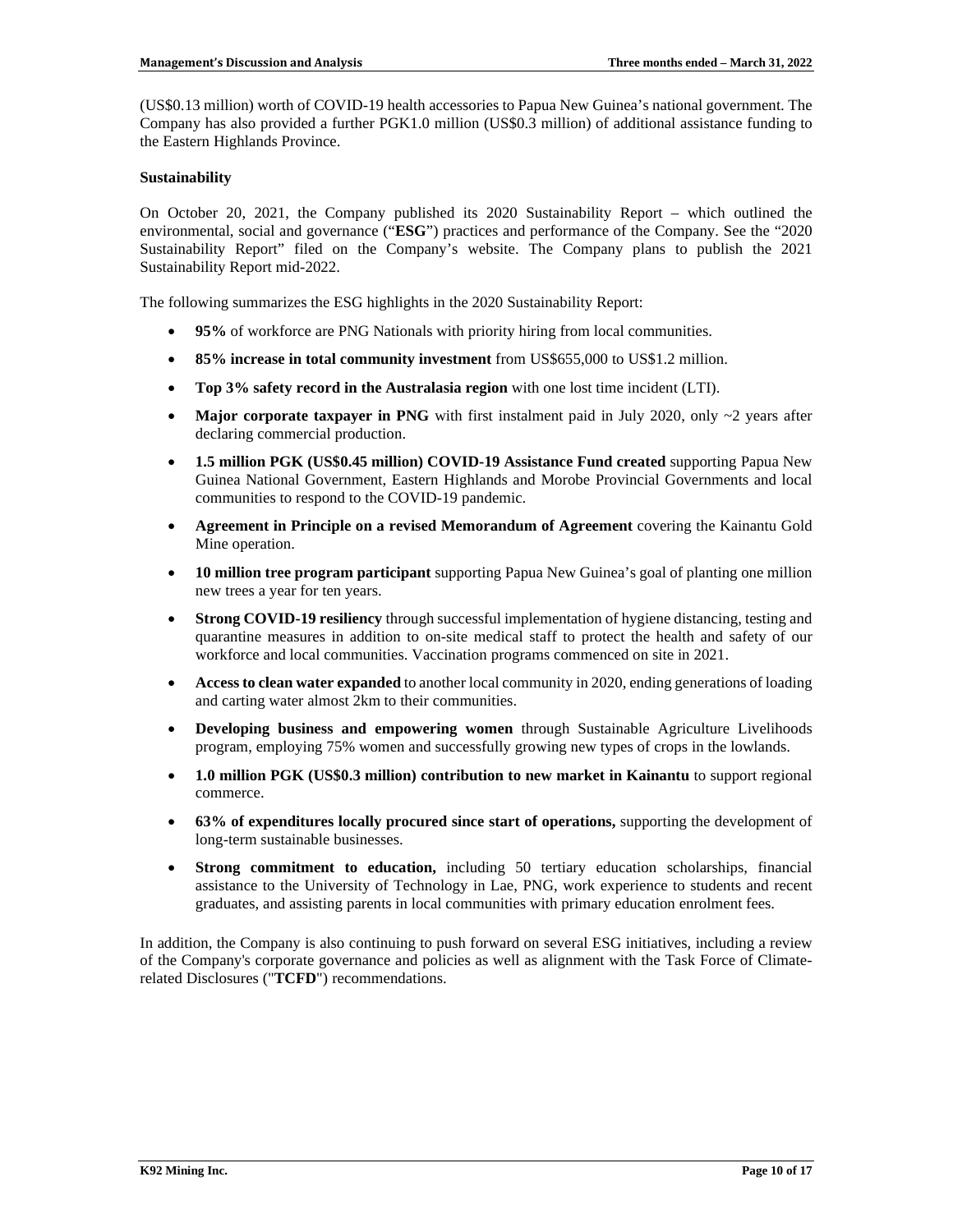(US$0.13 million) worth of COVID-19 health accessories to Papua New Guinea's national government. The Company has also provided a further PGK1.0 million (US$0.3 million) of additional assistance funding to the Eastern Highlands Province.

**Sustainability**

On October 20, 2021, the Company published its 2020 Sustainability Report – which outlined the environmental, social and governance ("**ESG**") practices and performance of the Company. See the "2020 Sustainability Report" filed on the Company's website. The Company plans to publish the 2021 Sustainability Report mid-2022.

The following summarizes the ESG highlights in the 2020 Sustainability Report:

- **95%** of workforce are PNG Nationals with priority hiring from local communities.
- **85% increase in total community investment** from US$655,000 to US$1.2 million.
- **Top 3% safety record in the Australasia region** with one lost time incident (LTI).
- **Major corporate taxpayer in PNG** with first instalment paid in July 2020, only ~2 years after declaring commercial production.
- **1.5 million PGK (US$0.45 million) COVID-19 Assistance Fund created** supporting Papua New Guinea National Government, Eastern Highlands and Morobe Provincial Governments and local communities to respond to the COVID-19 pandemic.
- **Agreement in Principle on a revised Memorandum of Agreement** covering the Kainantu Gold Mine operation.
- **10 million tree program participant** supporting Papua New Guinea's goal of planting one million new trees a year for ten years.
- **Strong COVID-19 resiliency** through successful implementation of hygiene distancing, testing and quarantine measures in addition to on-site medical staff to protect the health and safety of our workforce and local communities. Vaccination programs commenced on site in 2021.
- **Access to clean water expanded** to another local community in 2020, ending generations of loading and carting water almost 2km to their communities.
- **Developing business and empowering women** through Sustainable Agriculture Livelihoods program, employing 75% women and successfully growing new types of crops in the lowlands.
- **1.0 million PGK (US$0.3 million) contribution to new market in Kainantu** to support regional commerce.
- **63% of expenditures locally procured since start of operations,** supporting the development of long-term sustainable businesses.
- **Strong commitment to education,** including 50 tertiary education scholarships, financial assistance to the University of Technology in Lae, PNG, work experience to students and recent graduates, and assisting parents in local communities with primary education enrolment fees.

In addition, the Company is also continuing to push forward on several ESG initiatives, including a review of the Company's corporate governance and policies as well as alignment with the Task Force of Climate-related Disclosures ("**TCFD**") recommendations.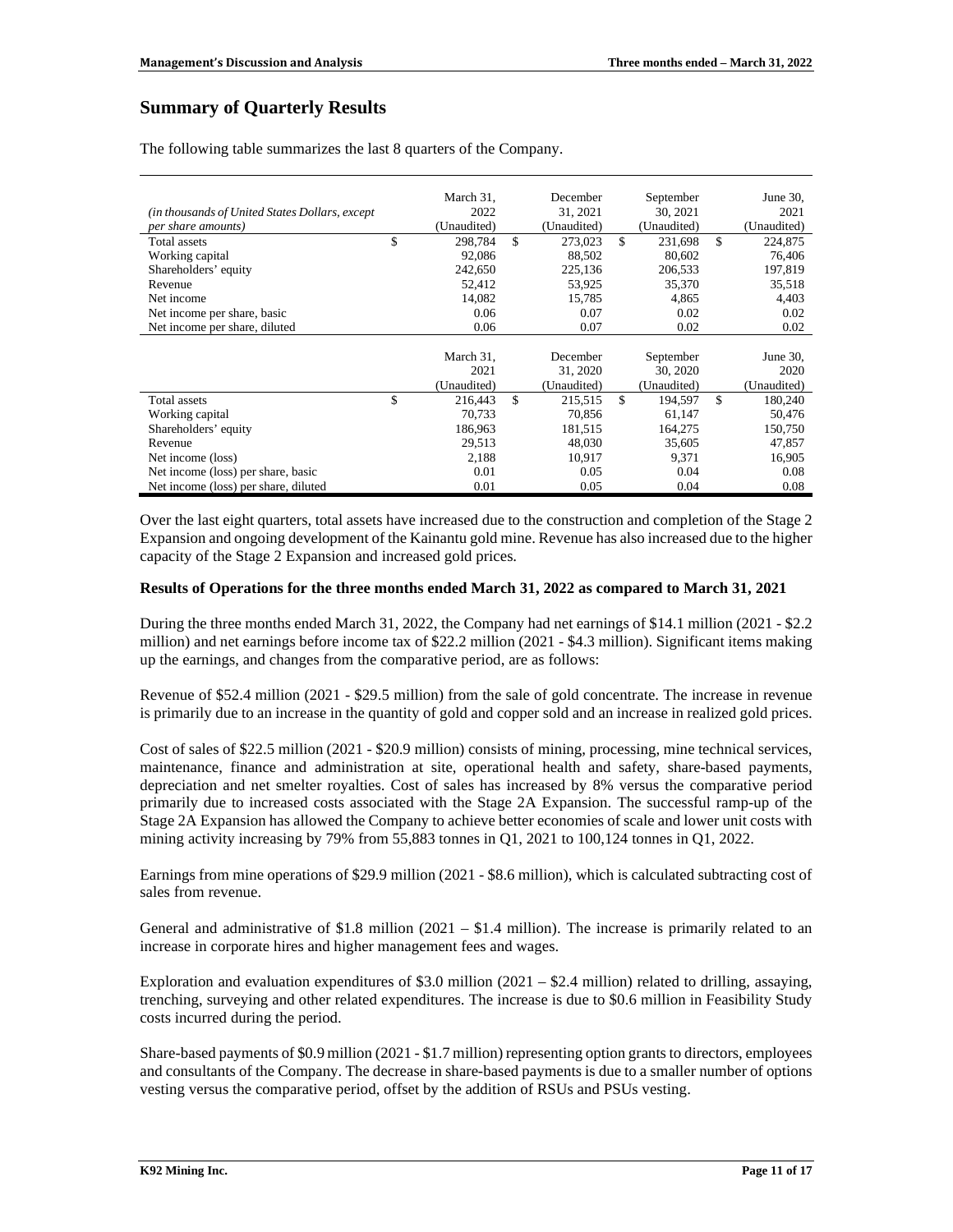## Summary of Quarterly Results

The following table summarizes the last 8 quarters of the Company.

| *(in thousands of United States Dollars, except per share amounts)* | March 31, 2022 (Unaudited) | December 31, 2021 (Unaudited) | September 30, 2021 (Unaudited) | June 30, 2021 (Unaudited) |
|---|---|---|---|---|
| Total assets | $ 298,784 | $ 273,023 | $ 231,698 | $ 224,875 |
| Working capital | 92,086 | 88,502 | 80,602 | 76,406 |
| Shareholders' equity | 242,650 | 225,136 | 206,533 | 197,819 |
| Revenue | 52,412 | 53,925 | 35,370 | 35,518 |
| Net income | 14,082 | 15,785 | 4,865 | 4,403 |
| Net income per share, basic | 0.06 | 0.07 | 0.02 | 0.02 |
| Net income per share, diluted | 0.06 | 0.07 | 0.02 | 0.02 |

| | March 31, 2021 (Unaudited) | December 31, 2020 (Unaudited) | September 30, 2020 (Unaudited) | June 30, 2020 (Unaudited) |
|---|---|---|---|---|
| Total assets | $ 216,443 | $ 215,515 | $ 194,597 | $ 180,240 |
| Working capital | 70,733 | 70,856 | 61,147 | 50,476 |
| Shareholders' equity | 186,963 | 181,515 | 164,275 | 150,750 |
| Revenue | 29,513 | 48,030 | 35,605 | 47,857 |
| Net income (loss) | 2,188 | 10,917 | 9,371 | 16,905 |
| Net income (loss) per share, basic | 0.01 | 0.05 | 0.04 | 0.08 |
| Net income (loss) per share, diluted | 0.01 | 0.05 | 0.04 | 0.08 |

Over the last eight quarters, total assets have increased due to the construction and completion of the Stage 2 Expansion and ongoing development of the Kainantu gold mine. Revenue has also increased due to the higher capacity of the Stage 2 Expansion and increased gold prices.

### Results of Operations for the three months ended March 31, 2022 as compared to March 31, 2021

During the three months ended March 31, 2022, the Company had net earnings of $14.1 million (2021 - $2.2 million) and net earnings before income tax of $22.2 million (2021 - $4.3 million). Significant items making up the earnings, and changes from the comparative period, are as follows:

Revenue of $52.4 million (2021 - $29.5 million) from the sale of gold concentrate. The increase in revenue is primarily due to an increase in the quantity of gold and copper sold and an increase in realized gold prices.

Cost of sales of $22.5 million (2021 - $20.9 million) consists of mining, processing, mine technical services, maintenance, finance and administration at site, operational health and safety, share-based payments, depreciation and net smelter royalties. Cost of sales has increased by 8% versus the comparative period primarily due to increased costs associated with the Stage 2A Expansion. The successful ramp-up of the Stage 2A Expansion has allowed the Company to achieve better economies of scale and lower unit costs with mining activity increasing by 79% from 55,883 tonnes in Q1, 2021 to 100,124 tonnes in Q1, 2022.

Earnings from mine operations of $29.9 million (2021 - $8.6 million), which is calculated subtracting cost of sales from revenue.

General and administrative of $1.8 million (2021 – $1.4 million). The increase is primarily related to an increase in corporate hires and higher management fees and wages.

Exploration and evaluation expenditures of $3.0 million (2021 – $2.4 million) related to drilling, assaying, trenching, surveying and other related expenditures. The increase is due to $0.6 million in Feasibility Study costs incurred during the period.

Share-based payments of $0.9 million (2021 - $1.7 million) representing option grants to directors, employees and consultants of the Company. The decrease in share-based payments is due to a smaller number of options vesting versus the comparative period, offset by the addition of RSUs and PSUs vesting.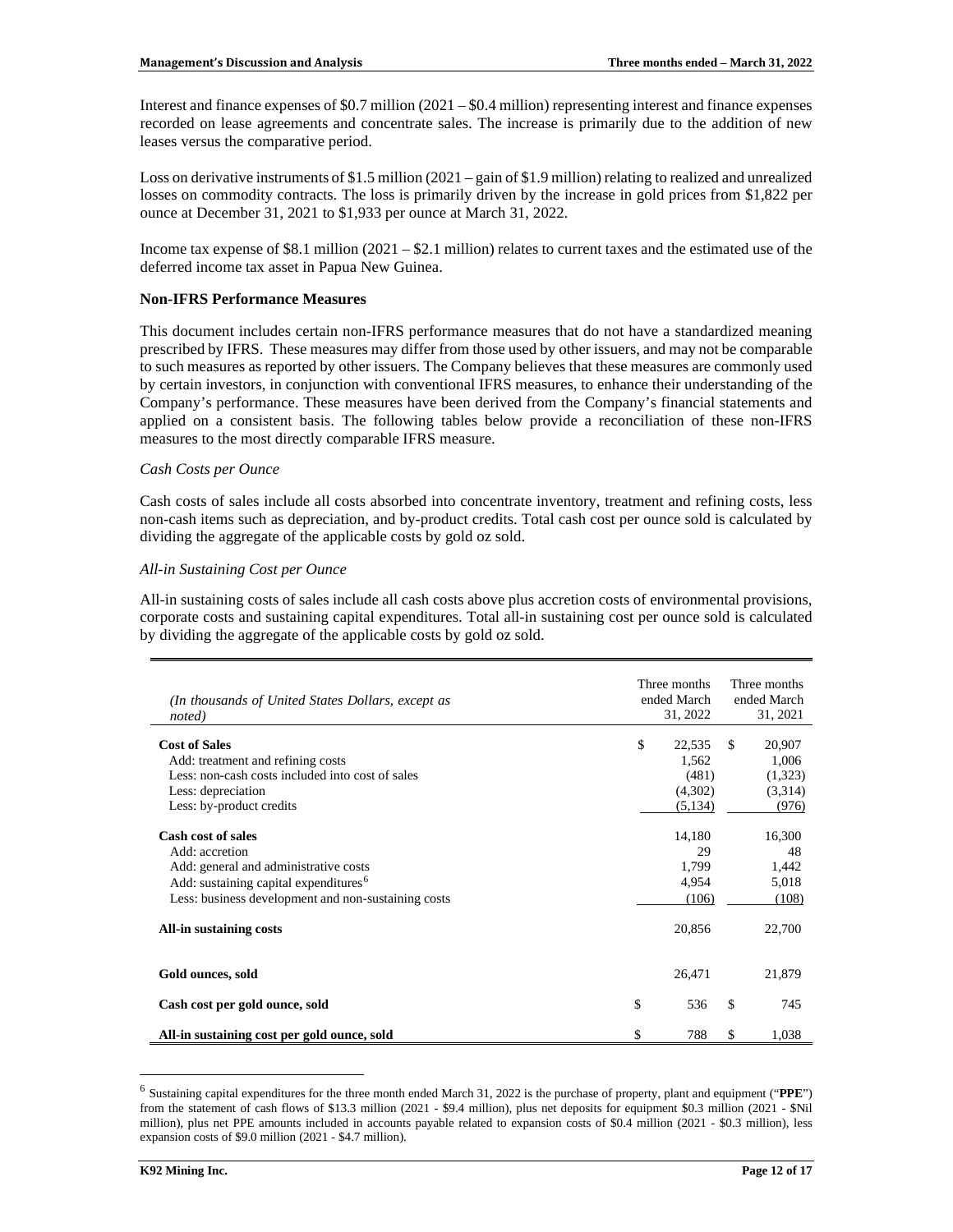Interest and finance expenses of \$0.7 million (2021 – \$0.4 million) representing interest and finance expenses recorded on lease agreements and concentrate sales. The increase is primarily due to the addition of new leases versus the comparative period.

Loss on derivative instruments of \$1.5 million (2021 – gain of \$1.9 million) relating to realized and unrealized losses on commodity contracts. The loss is primarily driven by the increase in gold prices from \$1,822 per ounce at December 31, 2021 to \$1,933 per ounce at March 31, 2022.

Income tax expense of \$8.1 million (2021 – \$2.1 million) relates to current taxes and the estimated use of the deferred income tax asset in Papua New Guinea.

**Non-IFRS Performance Measures**

This document includes certain non-IFRS performance measures that do not have a standardized meaning prescribed by IFRS. These measures may differ from those used by other issuers, and may not be comparable to such measures as reported by other issuers. The Company believes that these measures are commonly used by certain investors, in conjunction with conventional IFRS measures, to enhance their understanding of the Company's performance. These measures have been derived from the Company's financial statements and applied on a consistent basis. The following tables below provide a reconciliation of these non-IFRS measures to the most directly comparable IFRS measure.

*Cash Costs per Ounce*

Cash costs of sales include all costs absorbed into concentrate inventory, treatment and refining costs, less non-cash items such as depreciation, and by-product credits. Total cash cost per ounce sold is calculated by dividing the aggregate of the applicable costs by gold oz sold.

*All-in Sustaining Cost per Ounce*

All-in sustaining costs of sales include all cash costs above plus accretion costs of environmental provisions, corporate costs and sustaining capital expenditures. Total all-in sustaining cost per ounce sold is calculated by dividing the aggregate of the applicable costs by gold oz sold.

| *(In thousands of United States Dollars, except as noted)* | Three months ended March 31, 2022 | Three months ended March 31, 2021 |
|---|---|---|
| **Cost of Sales** | \$ 22,535 | \$ 20,907 |
| Add: treatment and refining costs | 1,562 | 1,006 |
| Less: non-cash costs included into cost of sales | (481) | (1,323) |
| Less: depreciation | (4,302) | (3,314) |
| Less: by-product credits | (5,134) | (976) |
| **Cash cost of sales** | 14,180 | 16,300 |
| Add: accretion | 29 | 48 |
| Add: general and administrative costs | 1,799 | 1,442 |
| Add: sustaining capital expenditures[6] | 4,954 | 5,018 |
| Less: business development and non-sustaining costs | (106) | (108) |
| **All-in sustaining costs** | 20,856 | 22,700 |
| **Gold ounces, sold** | 26,471 | 21,879 |
| **Cash cost per gold ounce, sold** | \$ 536 | \$ 745 |
| **All-in sustaining cost per gold ounce, sold** | \$ 788 | \$ 1,038 |

[6] Sustaining capital expenditures for the three month ended March 31, 2022 is the purchase of property, plant and equipment ("**PPE**") from the statement of cash flows of \$13.3 million (2021 - \$9.4 million), plus net deposits for equipment \$0.3 million (2021 - \$Nil million), plus net PPE amounts included in accounts payable related to expansion costs of \$0.4 million (2021 - \$0.3 million), less expansion costs of \$9.0 million (2021 - \$4.7 million).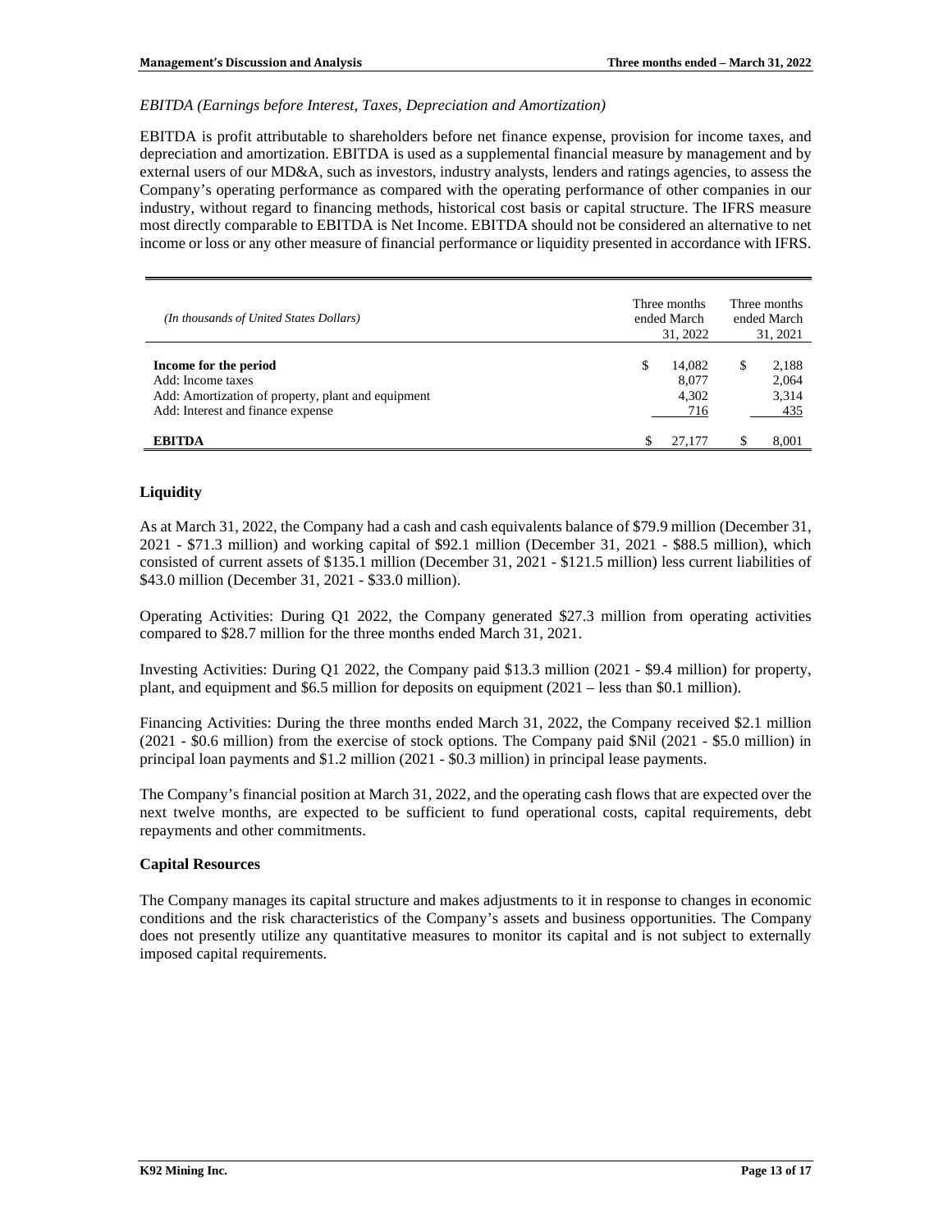*EBITDA (Earnings before Interest, Taxes, Depreciation and Amortization)*

EBITDA is profit attributable to shareholders before net finance expense, provision for income taxes, and depreciation and amortization. EBITDA is used as a supplemental financial measure by management and by external users of our MD&A, such as investors, industry analysts, lenders and ratings agencies, to assess the Company's operating performance as compared with the operating performance of other companies in our industry, without regard to financing methods, historical cost basis or capital structure. The IFRS measure most directly comparable to EBITDA is Net Income. EBITDA should not be considered an alternative to net income or loss or any other measure of financial performance or liquidity presented in accordance with IFRS.

| *(In thousands of United States Dollars)* | Three months ended March 31, 2022 | Three months ended March 31, 2021 |
|---|---|---|
| **Income for the period** | $ 14,082 | $ 2,188 |
| Add: Income taxes | 8,077 | 2,064 |
| Add: Amortization of property, plant and equipment | 4,302 | 3,314 |
| Add: Interest and finance expense | 716 | 435 |
| **EBITDA** | $ 27,177 | $ 8,001 |

## Liquidity

As at March 31, 2022, the Company had a cash and cash equivalents balance of $79.9 million (December 31, 2021 - $71.3 million) and working capital of $92.1 million (December 31, 2021 - $88.5 million), which consisted of current assets of $135.1 million (December 31, 2021 - $121.5 million) less current liabilities of $43.0 million (December 31, 2021 - $33.0 million).

Operating Activities: During Q1 2022, the Company generated $27.3 million from operating activities compared to $28.7 million for the three months ended March 31, 2021.

Investing Activities: During Q1 2022, the Company paid $13.3 million (2021 - $9.4 million) for property, plant, and equipment and $6.5 million for deposits on equipment (2021 – less than $0.1 million).

Financing Activities: During the three months ended March 31, 2022, the Company received $2.1 million (2021 - $0.6 million) from the exercise of stock options. The Company paid $Nil (2021 - $5.0 million) in principal loan payments and $1.2 million (2021 - $0.3 million) in principal lease payments.

The Company's financial position at March 31, 2022, and the operating cash flows that are expected over the next twelve months, are expected to be sufficient to fund operational costs, capital requirements, debt repayments and other commitments.

## Capital Resources

The Company manages its capital structure and makes adjustments to it in response to changes in economic conditions and the risk characteristics of the Company's assets and business opportunities. The Company does not presently utilize any quantitative measures to monitor its capital and is not subject to externally imposed capital requirements.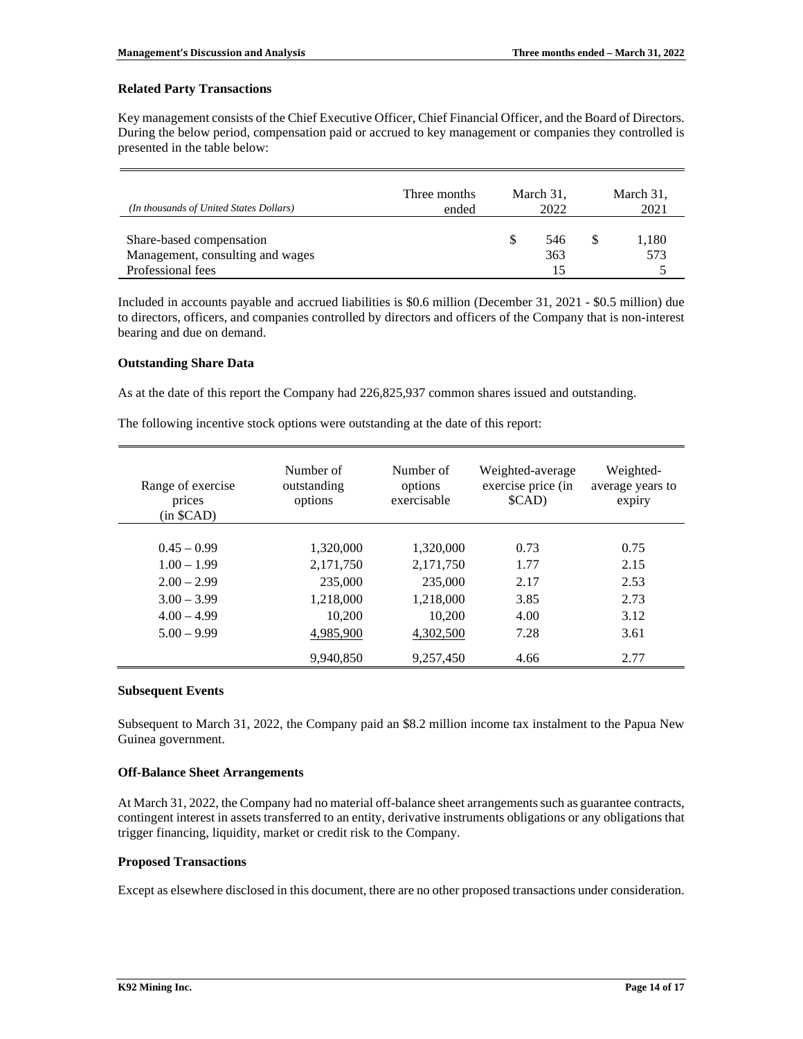### Related Party Transactions

Key management consists of the Chief Executive Officer, Chief Financial Officer, and the Board of Directors. During the below period, compensation paid or accrued to key management or companies they controlled is presented in the table below:

| *(In thousands of United States Dollars)* | Three months ended | March 31, 2022 | March 31, 2021 |
|---|---|---|---|
| Share-based compensation | | $ 546 | $ 1,180 |
| Management, consulting and wages | | 363 | 573 |
| Professional fees | | 15 | 5 |

Included in accounts payable and accrued liabilities is $0.6 million (December 31, 2021 - $0.5 million) due to directors, officers, and companies controlled by directors and officers of the Company that is non-interest bearing and due on demand.

### Outstanding Share Data

As at the date of this report the Company had 226,825,937 common shares issued and outstanding.

The following incentive stock options were outstanding at the date of this report:

| Range of exercise prices (in $CAD) | Number of outstanding options | Number of options exercisable | Weighted-average exercise price (in $CAD) | Weighted-average years to expiry |
|---|---|---|---|---|
| 0.45 – 0.99 | 1,320,000 | 1,320,000 | 0.73 | 0.75 |
| 1.00 – 1.99 | 2,171,750 | 2,171,750 | 1.77 | 2.15 |
| 2.00 – 2.99 | 235,000 | 235,000 | 2.17 | 2.53 |
| 3.00 – 3.99 | 1,218,000 | 1,218,000 | 3.85 | 2.73 |
| 4.00 – 4.99 | 10,200 | 10,200 | 4.00 | 3.12 |
| 5.00 – 9.99 | 4,985,900 | 4,302,500 | 7.28 | 3.61 |
| | 9,940,850 | 9,257,450 | 4.66 | 2.77 |

### Subsequent Events

Subsequent to March 31, 2022, the Company paid an $8.2 million income tax instalment to the Papua New Guinea government.

### Off-Balance Sheet Arrangements

At March 31, 2022, the Company had no material off-balance sheet arrangements such as guarantee contracts, contingent interest in assets transferred to an entity, derivative instruments obligations or any obligations that trigger financing, liquidity, market or credit risk to the Company.

### Proposed Transactions

Except as elsewhere disclosed in this document, there are no other proposed transactions under consideration.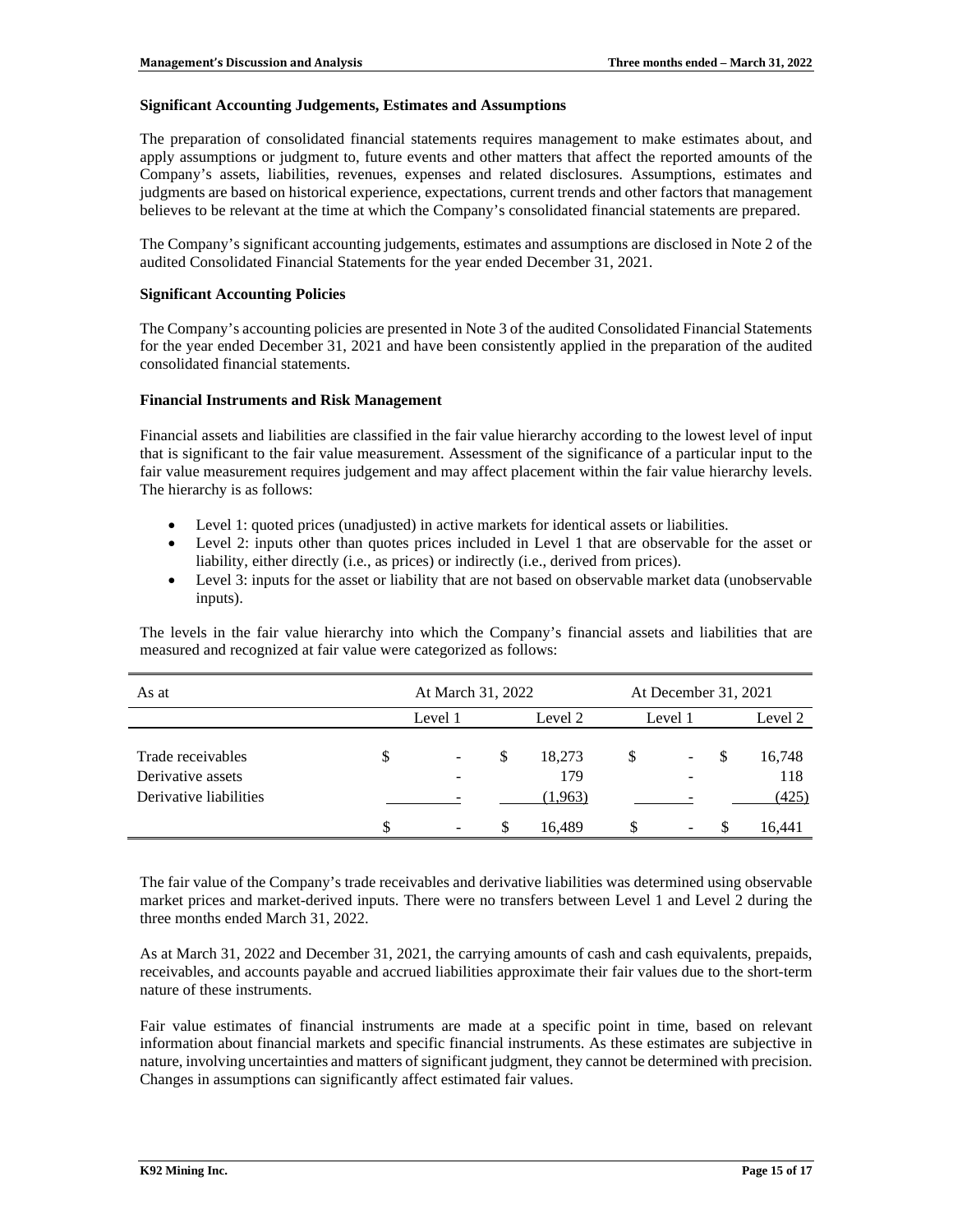**Significant Accounting Judgements, Estimates and Assumptions**

The preparation of consolidated financial statements requires management to make estimates about, and apply assumptions or judgment to, future events and other matters that affect the reported amounts of the Company's assets, liabilities, revenues, expenses and related disclosures. Assumptions, estimates and judgments are based on historical experience, expectations, current trends and other factors that management believes to be relevant at the time at which the Company's consolidated financial statements are prepared.

The Company's significant accounting judgements, estimates and assumptions are disclosed in Note 2 of the audited Consolidated Financial Statements for the year ended December 31, 2021.

**Significant Accounting Policies**

The Company's accounting policies are presented in Note 3 of the audited Consolidated Financial Statements for the year ended December 31, 2021 and have been consistently applied in the preparation of the audited consolidated financial statements.

**Financial Instruments and Risk Management**

Financial assets and liabilities are classified in the fair value hierarchy according to the lowest level of input that is significant to the fair value measurement. Assessment of the significance of a particular input to the fair value measurement requires judgement and may affect placement within the fair value hierarchy levels. The hierarchy is as follows:

- Level 1: quoted prices (unadjusted) in active markets for identical assets or liabilities.
- Level 2: inputs other than quotes prices included in Level 1 that are observable for the asset or liability, either directly (i.e., as prices) or indirectly (i.e., derived from prices).
- Level 3: inputs for the asset or liability that are not based on observable market data (unobservable inputs).

The levels in the fair value hierarchy into which the Company's financial assets and liabilities that are measured and recognized at fair value were categorized as follows:

| As at | At March 31, 2022 | | At December 31, 2021 | |
|---|---|---|---|---|
| | Level 1 | Level 2 | Level 1 | Level 2 |
| Trade receivables | $ - | $ 18,273 | $ - | $ 16,748 |
| Derivative assets | - | 179 | - | 118 |
| Derivative liabilities | - | (1,963) | - | (425) |
| | $ - | $ 16,489 | $ - | $ 16,441 |

The fair value of the Company's trade receivables and derivative liabilities was determined using observable market prices and market-derived inputs. There were no transfers between Level 1 and Level 2 during the three months ended March 31, 2022.

As at March 31, 2022 and December 31, 2021, the carrying amounts of cash and cash equivalents, prepaids, receivables, and accounts payable and accrued liabilities approximate their fair values due to the short-term nature of these instruments.

Fair value estimates of financial instruments are made at a specific point in time, based on relevant information about financial markets and specific financial instruments. As these estimates are subjective in nature, involving uncertainties and matters of significant judgment, they cannot be determined with precision. Changes in assumptions can significantly affect estimated fair values.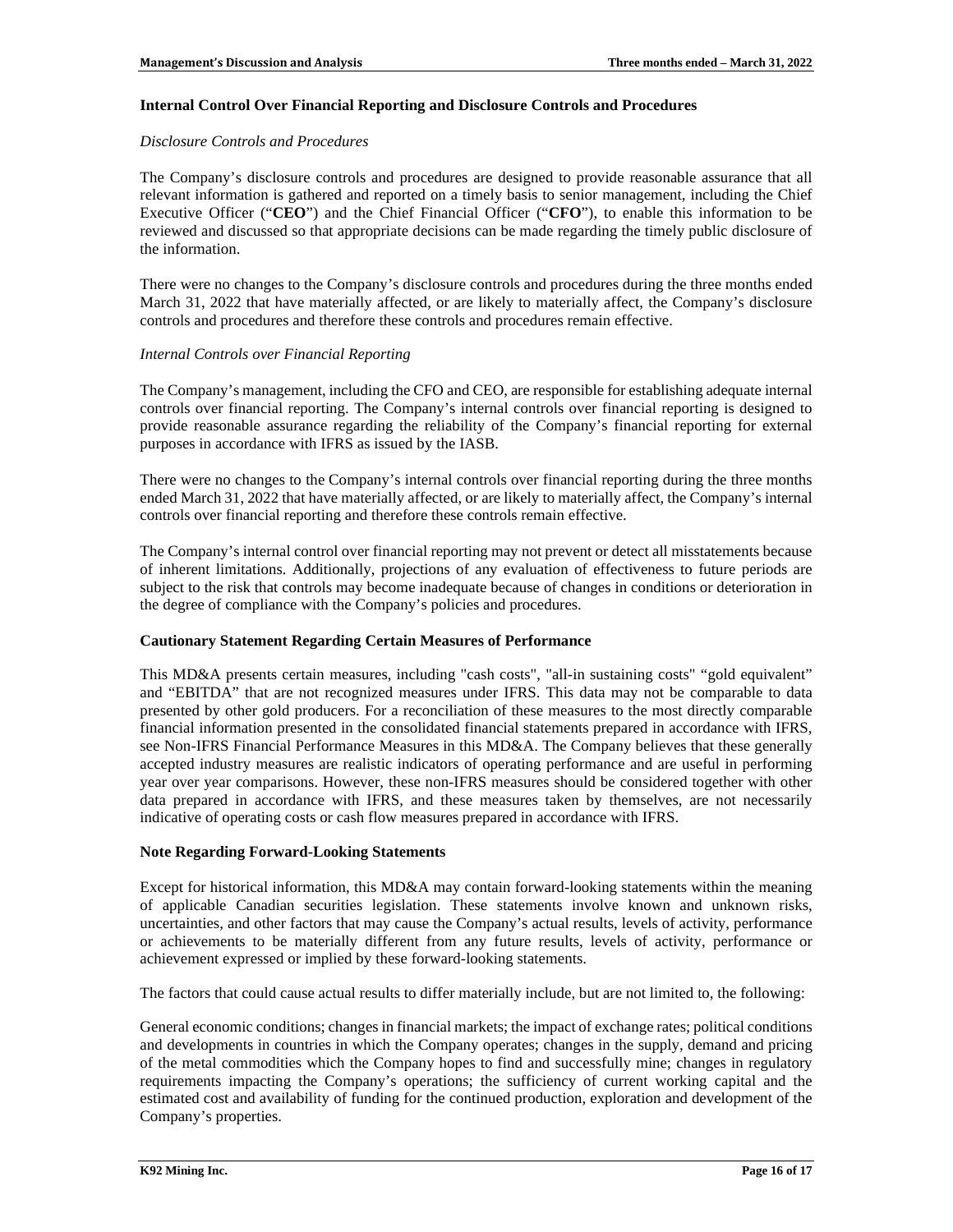### Internal Control Over Financial Reporting and Disclosure Controls and Procedures

*Disclosure Controls and Procedures*

The Company's disclosure controls and procedures are designed to provide reasonable assurance that all relevant information is gathered and reported on a timely basis to senior management, including the Chief Executive Officer ("**CEO**") and the Chief Financial Officer ("**CFO**"), to enable this information to be reviewed and discussed so that appropriate decisions can be made regarding the timely public disclosure of the information.

There were no changes to the Company's disclosure controls and procedures during the three months ended March 31, 2022 that have materially affected, or are likely to materially affect, the Company's disclosure controls and procedures and therefore these controls and procedures remain effective.

*Internal Controls over Financial Reporting*

The Company's management, including the CFO and CEO, are responsible for establishing adequate internal controls over financial reporting. The Company's internal controls over financial reporting is designed to provide reasonable assurance regarding the reliability of the Company's financial reporting for external purposes in accordance with IFRS as issued by the IASB.

There were no changes to the Company's internal controls over financial reporting during the three months ended March 31, 2022 that have materially affected, or are likely to materially affect, the Company's internal controls over financial reporting and therefore these controls remain effective.

The Company's internal control over financial reporting may not prevent or detect all misstatements because of inherent limitations. Additionally, projections of any evaluation of effectiveness to future periods are subject to the risk that controls may become inadequate because of changes in conditions or deterioration in the degree of compliance with the Company's policies and procedures.

### Cautionary Statement Regarding Certain Measures of Performance

This MD&A presents certain measures, including "cash costs", "all-in sustaining costs" "gold equivalent" and "EBITDA" that are not recognized measures under IFRS. This data may not be comparable to data presented by other gold producers. For a reconciliation of these measures to the most directly comparable financial information presented in the consolidated financial statements prepared in accordance with IFRS, see Non-IFRS Financial Performance Measures in this MD&A. The Company believes that these generally accepted industry measures are realistic indicators of operating performance and are useful in performing year over year comparisons. However, these non-IFRS measures should be considered together with other data prepared in accordance with IFRS, and these measures taken by themselves, are not necessarily indicative of operating costs or cash flow measures prepared in accordance with IFRS.

### Note Regarding Forward-Looking Statements

Except for historical information, this MD&A may contain forward-looking statements within the meaning of applicable Canadian securities legislation. These statements involve known and unknown risks, uncertainties, and other factors that may cause the Company's actual results, levels of activity, performance or achievements to be materially different from any future results, levels of activity, performance or achievement expressed or implied by these forward-looking statements.

The factors that could cause actual results to differ materially include, but are not limited to, the following:

General economic conditions; changes in financial markets; the impact of exchange rates; political conditions and developments in countries in which the Company operates; changes in the supply, demand and pricing of the metal commodities which the Company hopes to find and successfully mine; changes in regulatory requirements impacting the Company's operations; the sufficiency of current working capital and the estimated cost and availability of funding for the continued production, exploration and development of the Company's properties.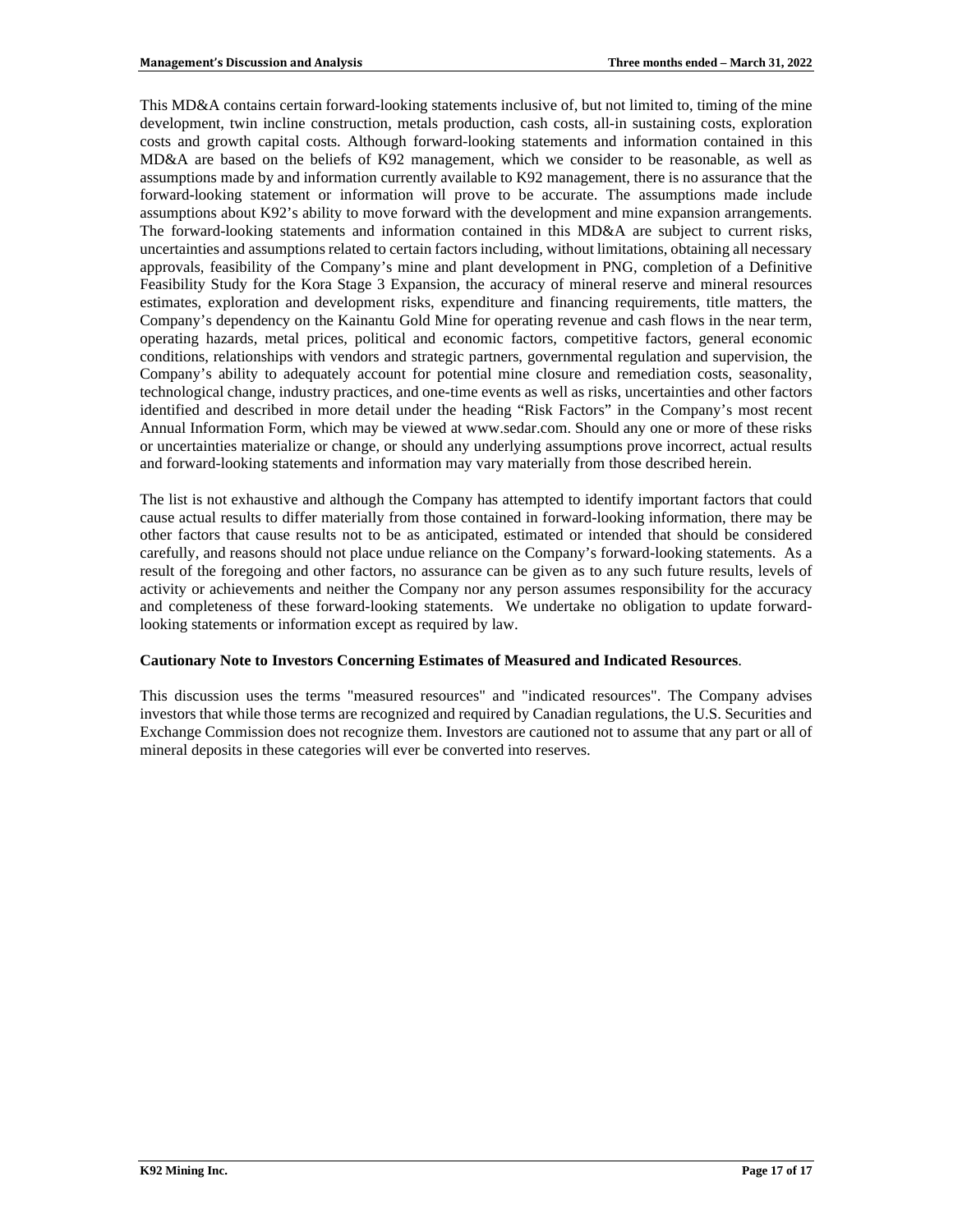This MD&A contains certain forward-looking statements inclusive of, but not limited to, timing of the mine development, twin incline construction, metals production, cash costs, all-in sustaining costs, exploration costs and growth capital costs. Although forward-looking statements and information contained in this MD&A are based on the beliefs of K92 management, which we consider to be reasonable, as well as assumptions made by and information currently available to K92 management, there is no assurance that the forward-looking statement or information will prove to be accurate. The assumptions made include assumptions about K92's ability to move forward with the development and mine expansion arrangements. The forward-looking statements and information contained in this MD&A are subject to current risks, uncertainties and assumptions related to certain factors including, without limitations, obtaining all necessary approvals, feasibility of the Company's mine and plant development in PNG, completion of a Definitive Feasibility Study for the Kora Stage 3 Expansion, the accuracy of mineral reserve and mineral resources estimates, exploration and development risks, expenditure and financing requirements, title matters, the Company's dependency on the Kainantu Gold Mine for operating revenue and cash flows in the near term, operating hazards, metal prices, political and economic factors, competitive factors, general economic conditions, relationships with vendors and strategic partners, governmental regulation and supervision, the Company's ability to adequately account for potential mine closure and remediation costs, seasonality, technological change, industry practices, and one-time events as well as risks, uncertainties and other factors identified and described in more detail under the heading "Risk Factors" in the Company's most recent Annual Information Form, which may be viewed at www.sedar.com. Should any one or more of these risks or uncertainties materialize or change, or should any underlying assumptions prove incorrect, actual results and forward-looking statements and information may vary materially from those described herein.

The list is not exhaustive and although the Company has attempted to identify important factors that could cause actual results to differ materially from those contained in forward-looking information, there may be other factors that cause results not to be as anticipated, estimated or intended that should be considered carefully, and reasons should not place undue reliance on the Company's forward-looking statements. As a result of the foregoing and other factors, no assurance can be given as to any such future results, levels of activity or achievements and neither the Company nor any person assumes responsibility for the accuracy and completeness of these forward-looking statements. We undertake no obligation to update forward-looking statements or information except as required by law.

**Cautionary Note to Investors Concerning Estimates of Measured and Indicated Resources**.

This discussion uses the terms "measured resources" and "indicated resources". The Company advises investors that while those terms are recognized and required by Canadian regulations, the U.S. Securities and Exchange Commission does not recognize them. Investors are cautioned not to assume that any part or all of mineral deposits in these categories will ever be converted into reserves.